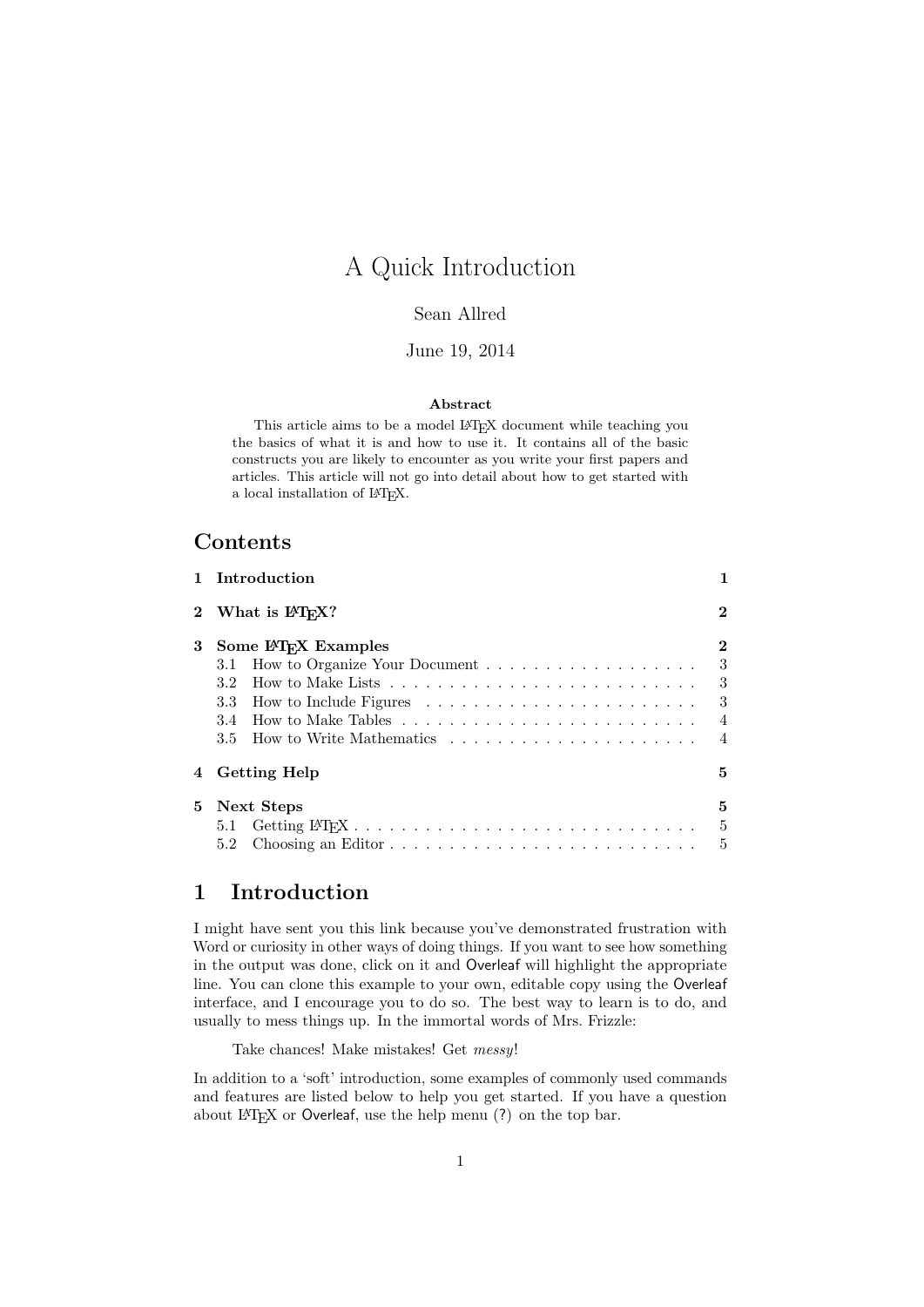# A Quick Introduction

Sean Allred

June 19, 2014

**Abstract**

This article aims to be a model LaTeX document while teaching you the basics of what it is and how to use it. It contains all of the basic constructs you are likely to encounter as you write your first papers and articles. This article will not go into detail about how to get started with a local installation of LaTeX.

## Contents

**1 Introduction** — 1

**2 What is LaTeX?** — 2

**3 Some LaTeX Examples** — 2
- 3.1 How to Organize Your Document — 3
- 3.2 How to Make Lists — 3
- 3.3 How to Include Figures — 3
- 3.4 How to Make Tables — 4
- 3.5 How to Write Mathematics — 4

**4 Getting Help** — 5

**5 Next Steps** — 5
- 5.1 Getting LaTeX — 5
- 5.2 Choosing an Editor — 5

## 1 Introduction

I might have sent you this link because you've demonstrated frustration with Word or curiosity in other ways of doing things. If you want to see how something in the output was done, click on it and Overleaf will highlight the appropriate line. You can clone this example to your own, editable copy using the Overleaf interface, and I encourage you to do so. The best way to learn is to do, and usually to mess things up. In the immortal words of Mrs. Frizzle:

> Take chances! Make mistakes! Get *messy*!

In addition to a 'soft' introduction, some examples of commonly used commands and features are listed below to help you get started. If you have a question about LaTeX or Overleaf, use the help menu (?) on the top bar.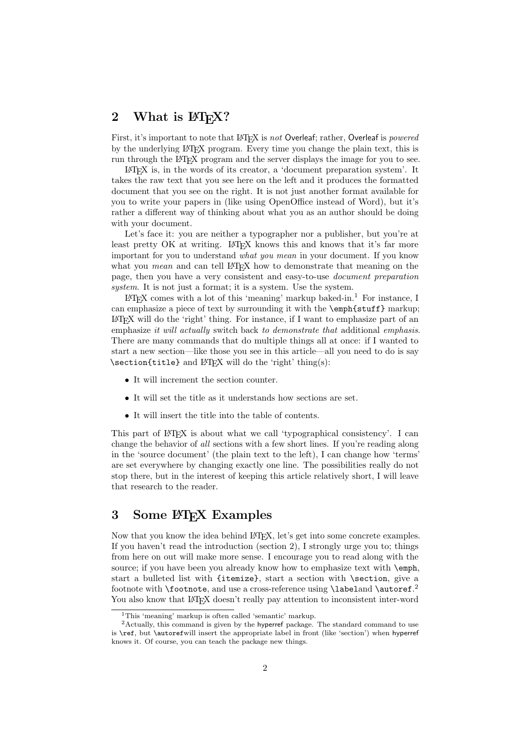## 2 What is LaTeX?

First, it's important to note that LaTeX is *not* Overleaf; rather, Overleaf is *powered* by the underlying LaTeX program. Every time you change the plain text, this is run through the LaTeX program and the server displays the image for you to see.

LaTeX is, in the words of its creator, a 'document preparation system'. It takes the raw text that you see here on the left and it produces the formatted document that you see on the right. It is not just another format available for you to write your papers in (like using OpenOffice instead of Word), but it's rather a different way of thinking about what you as an author should be doing with your document.

Let's face it: you are neither a typographer nor a publisher, but you're at least pretty OK at writing. LaTeX knows this and knows that it's far more important for you to understand *what you mean* in your document. If you know what you *mean* and can tell LaTeX how to demonstrate that meaning on the page, then you have a very consistent and easy-to-use *document preparation system*. It is not just a format; it is a system. Use the system.

LaTeX comes with a lot of this 'meaning' markup baked-in.[1] For instance, I can emphasize a piece of text by surrounding it with the `\emph{stuff}` markup; LaTeX will do the 'right' thing. For instance, if I want to emphasize part of an emphasize *it will actually* switch back *to demonstrate that* additional *emphasis*. There are many commands that do multiple things all at once: if I wanted to start a new section—like those you see in this article—all you need to do is say `\section{title}` and LaTeX will do the 'right' thing(s):

- It will increment the section counter.
- It will set the title as it understands how sections are set.
- It will insert the title into the table of contents.

This part of LaTeX is about what we call 'typographical consistency'. I can change the behavior of *all* sections with a few short lines. If you're reading along in the 'source document' (the plain text to the left), I can change how 'terms' are set everywhere by changing exactly one line. The possibilities really do not stop there, but in the interest of keeping this article relatively short, I will leave that research to the reader.

## 3 Some LaTeX Examples

Now that you know the idea behind LaTeX, let's get into some concrete examples. If you haven't read the introduction (section 2), I strongly urge you to; things from here on out will make more sense. I encourage you to read along with the source; if you have been you already know how to emphasize text with `\emph`, start a bulleted list with `{itemize}`, start a section with `\section`, give a footnote with `\footnote`, and use a cross-reference using `\label`and `\autoref`.[2] You also know that LaTeX doesn't really pay attention to inconsistent inter-word

---

[1] This 'meaning' markup is often called 'semantic' markup.

[2] Actually, this command is given by the hyperref package. The standard command to use is `\ref`, but `\autoref`will insert the appropriate label in front (like 'section') when hyperref knows it. Of course, you can teach the package new things.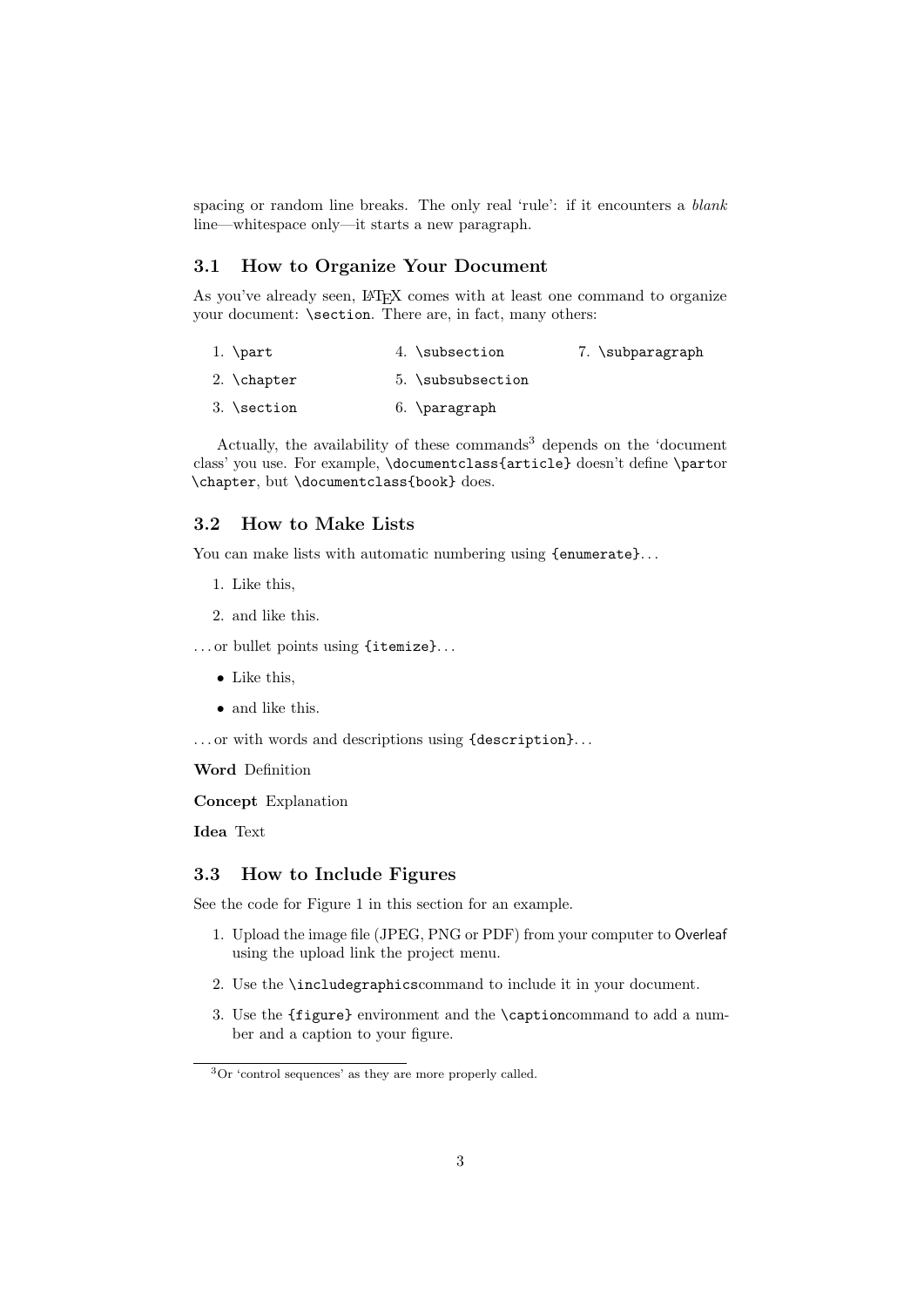spacing or random line breaks. The only real 'rule': if it encounters a *blank* line—whitespace only—it starts a new paragraph.

### 3.1 How to Organize Your Document

As you've already seen, LaTeX comes with at least one command to organize your document: `\section`. There are, in fact, many others:

1. `\part`
2. `\chapter`
3. `\section`
4. `\subsection`
5. `\subsubsection`
6. `\paragraph`
7. `\subparagraph`

Actually, the availability of these commands[3] depends on the 'document class' you use. For example, `\documentclass{article}` doesn't define `\part`or `\chapter`, but `\documentclass{book}` does.

### 3.2 How to Make Lists

You can make lists with automatic numbering using `{enumerate}`...

1. Like this,
2. and like this.

... or bullet points using `{itemize}`...

- Like this,
- and like this.

... or with words and descriptions using `{description}`...

**Word** Definition

**Concept** Explanation

**Idea** Text

### 3.3 How to Include Figures

See the code for Figure 1 in this section for an example.

1. Upload the image file (JPEG, PNG or PDF) from your computer to Overleaf using the upload link the project menu.
2. Use the `\includegraphics`command to include it in your document.
3. Use the `{figure}` environment and the `\caption`command to add a number and a caption to your figure.

[3] Or 'control sequences' as they are more properly called.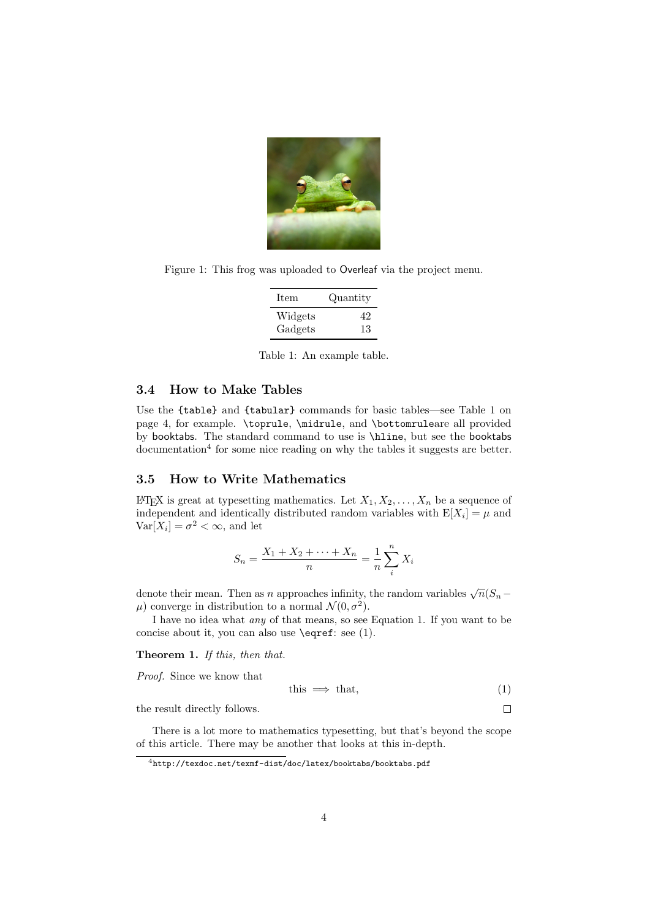Figure 1: This frog was uploaded to Overleaf via the project menu.

| Item | Quantity |
|---|---|
| Widgets | 42 |
| Gadgets | 13 |

Table 1: An example table.

### 3.4 How to Make Tables

Use the `{table}` and `{tabular}` commands for basic tables—see Table 1 on page 4, for example. `\toprule`, `\midrule`, and `\bottomrule`are all provided by booktabs. The standard command to use is `\hline`, but see the booktabs documentation[4] for some nice reading on why the tables it suggests are better.

### 3.5 How to Write Mathematics

LaTeX is great at typesetting mathematics. Let $X_1, X_2, \ldots, X_n$ be a sequence of independent and identically distributed random variables with $\mathrm{E}[X_i] = \mu$ and $\mathrm{Var}[X_i] = \sigma^2 < \infty$, and let

$$S_n = \frac{X_1 + X_2 + \cdots + X_n}{n} = \frac{1}{n}\sum_{i}^{n} X_i$$

denote their mean. Then as $n$ approaches infinity, the random variables $\sqrt{n}(S_n - \mu)$ converge in distribution to a normal $\mathcal{N}(0, \sigma^2)$.

I have no idea what *any* of that means, so see Equation 1. If you want to be concise about it, you can also use `\eqref`: see (1).

**Theorem 1.** *If this, then that.*

*Proof.* Since we know that

$$\text{this} \implies \text{that}, \tag{1}$$

the result directly follows. □

There is a lot more to mathematics typesetting, but that's beyond the scope of this article. There may be another that looks at this in-depth.

[4] `http://texdoc.net/texmf-dist/doc/latex/booktabs/booktabs.pdf`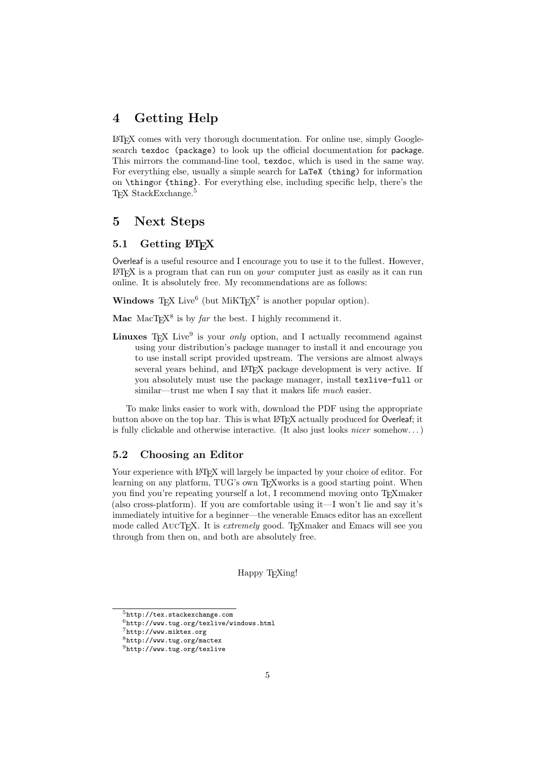# 4 Getting Help

LaTeX comes with very thorough documentation. For online use, simply Google-search `texdoc (package)` to look up the official documentation for package. This mirrors the command-line tool, `texdoc`, which is used in the same way. For everything else, usually a simple search for `LaTeX (thing)` for information on `\thing`or `{thing}`. For everything else, including specific help, there's the TeX StackExchange.[5]

# 5 Next Steps

## 5.1 Getting LaTeX

Overleaf is a useful resource and I encourage you to use it to the fullest. However, LaTeX is a program that can run on *your* computer just as easily as it can run online. It is absolutely free. My recommendations are as follows:

**Windows** TeX Live[6] (but MiKTeX[7] is another popular option).

**Mac** MacTeX[8] is by *far* the best. I highly recommend it.

**Linuxes** TeX Live[9] is your *only* option, and I actually recommend against using your distribution's package manager to install it and encourage you to use install script provided upstream. The versions are almost always several years behind, and LaTeX package development is very active. If you absolutely must use the package manager, install `texlive-full` or similar—trust me when I say that it makes life *much* easier.

To make links easier to work with, download the PDF using the appropriate button above on the top bar. This is what LaTeX actually produced for Overleaf; it is fully clickable and otherwise interactive. (It also just looks *nicer* somehow...)

## 5.2 Choosing an Editor

Your experience with LaTeX will largely be impacted by your choice of editor. For learning on any platform, TUG's own TeXworks is a good starting point. When you find you're repeating yourself a lot, I recommend moving onto TeXmaker (also cross-platform). If you are comfortable using it—I won't lie and say it's immediately intuitive for a beginner—the venerable Emacs editor has an excellent mode called AucTeX. It is *extremely* good. TeXmaker and Emacs will see you through from then on, and both are absolutely free.

Happy TeXing!

[5] `http://tex.stackexchange.com`
[6] `http://www.tug.org/texlive/windows.html`
[7] `http://www.miktex.org`
[8] `http://www.tug.org/mactex`
[9] `http://www.tug.org/texlive`